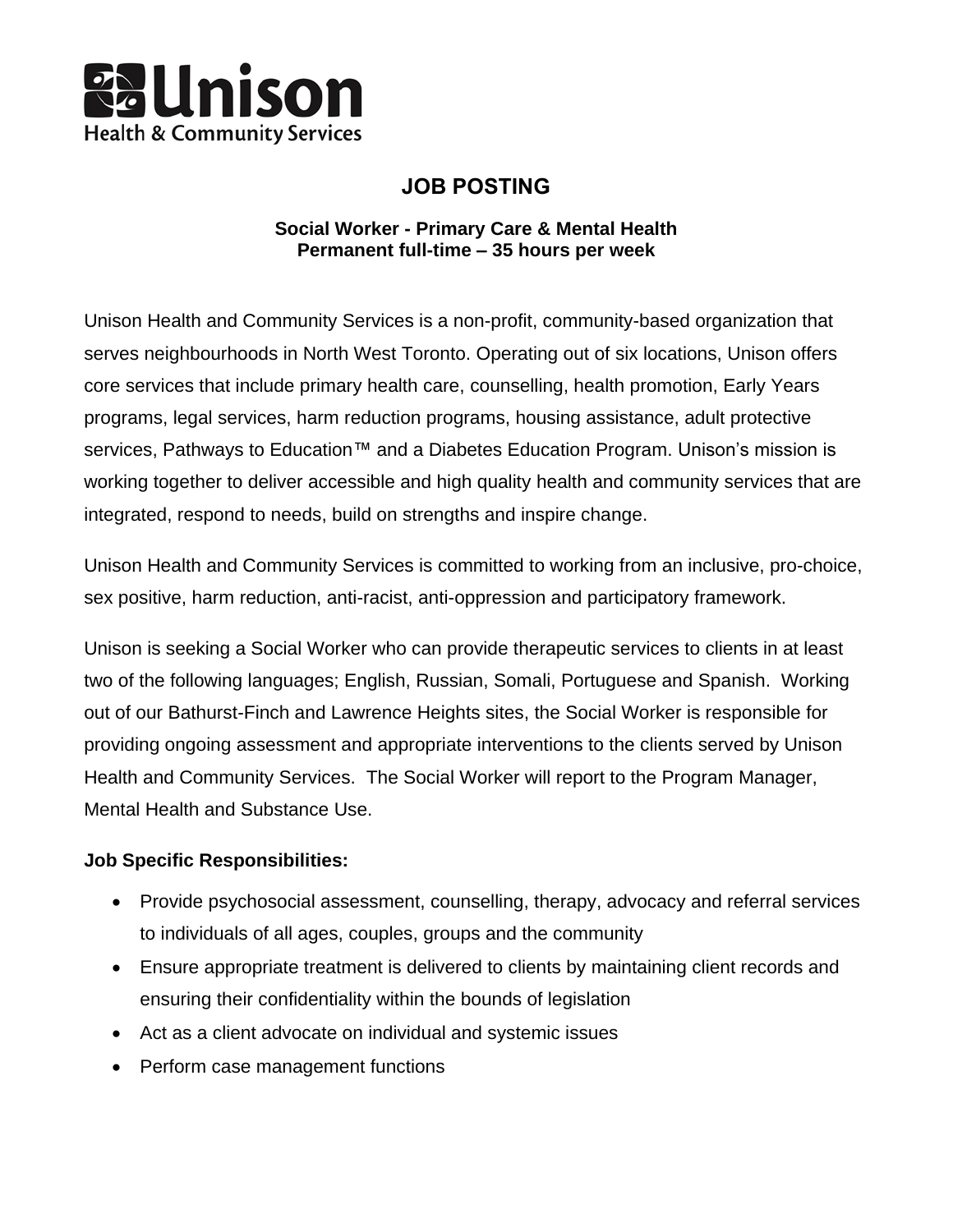Unison
Health & Community Services

# JOB POSTING

**Social Worker - Primary Care & Mental Health**
**Permanent full-time – 35 hours per week**

Unison Health and Community Services is a non-profit, community-based organization that serves neighbourhoods in North West Toronto. Operating out of six locations, Unison offers core services that include primary health care, counselling, health promotion, Early Years programs, legal services, harm reduction programs, housing assistance, adult protective services, Pathways to Education™ and a Diabetes Education Program. Unison's mission is working together to deliver accessible and high quality health and community services that are integrated, respond to needs, build on strengths and inspire change.

Unison Health and Community Services is committed to working from an inclusive, pro-choice, sex positive, harm reduction, anti-racist, anti-oppression and participatory framework.

Unison is seeking a Social Worker who can provide therapeutic services to clients in at least two of the following languages; English, Russian, Somali, Portuguese and Spanish. Working out of our Bathurst-Finch and Lawrence Heights sites, the Social Worker is responsible for providing ongoing assessment and appropriate interventions to the clients served by Unison Health and Community Services. The Social Worker will report to the Program Manager, Mental Health and Substance Use.

**Job Specific Responsibilities:**

- Provide psychosocial assessment, counselling, therapy, advocacy and referral services to individuals of all ages, couples, groups and the community
- Ensure appropriate treatment is delivered to clients by maintaining client records and ensuring their confidentiality within the bounds of legislation
- Act as a client advocate on individual and systemic issues
- Perform case management functions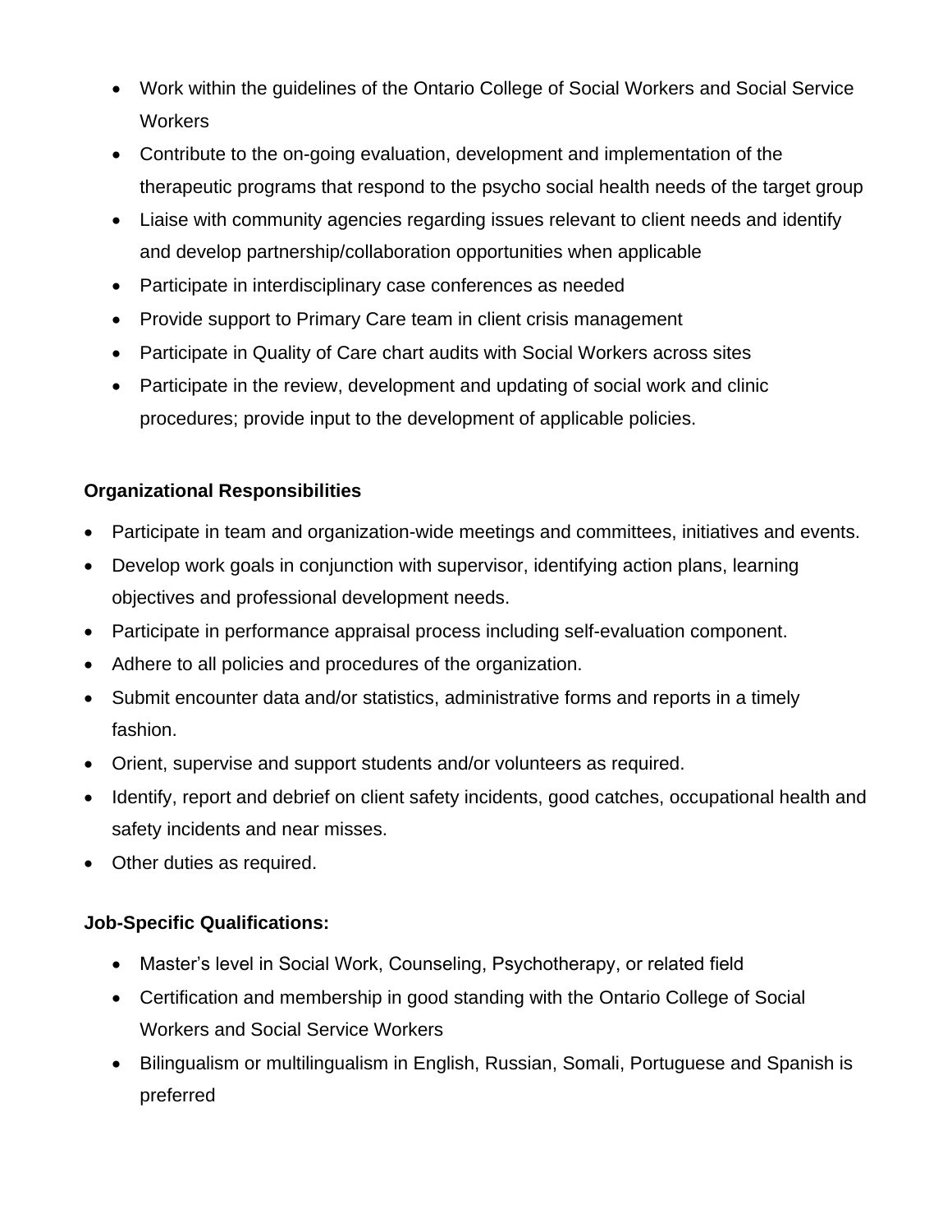- Work within the guidelines of the Ontario College of Social Workers and Social Service Workers
- Contribute to the on-going evaluation, development and implementation of the therapeutic programs that respond to the psycho social health needs of the target group
- Liaise with community agencies regarding issues relevant to client needs and identify and develop partnership/collaboration opportunities when applicable
- Participate in interdisciplinary case conferences as needed
- Provide support to Primary Care team in client crisis management
- Participate in Quality of Care chart audits with Social Workers across sites
- Participate in the review, development and updating of social work and clinic procedures; provide input to the development of applicable policies.

**Organizational Responsibilities**

- Participate in team and organization-wide meetings and committees, initiatives and events.
- Develop work goals in conjunction with supervisor, identifying action plans, learning objectives and professional development needs.
- Participate in performance appraisal process including self-evaluation component.
- Adhere to all policies and procedures of the organization.
- Submit encounter data and/or statistics, administrative forms and reports in a timely fashion.
- Orient, supervise and support students and/or volunteers as required.
- Identify, report and debrief on client safety incidents, good catches, occupational health and safety incidents and near misses.
- Other duties as required.

**Job-Specific Qualifications:**

- Master's level in Social Work, Counseling, Psychotherapy, or related field
- Certification and membership in good standing with the Ontario College of Social Workers and Social Service Workers
- Bilingualism or multilingualism in English, Russian, Somali, Portuguese and Spanish is preferred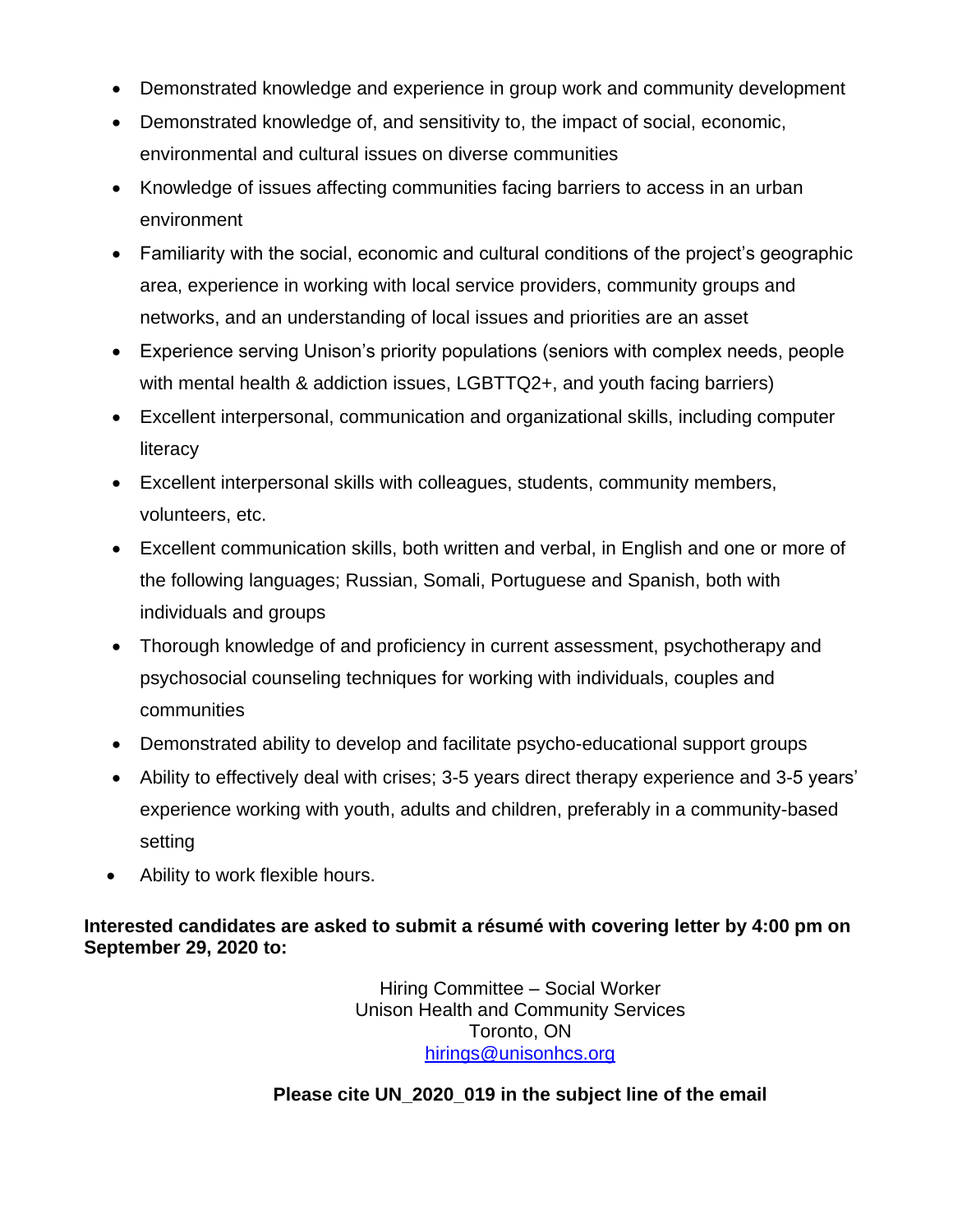- Demonstrated knowledge and experience in group work and community development
- Demonstrated knowledge of, and sensitivity to, the impact of social, economic, environmental and cultural issues on diverse communities
- Knowledge of issues affecting communities facing barriers to access in an urban environment
- Familiarity with the social, economic and cultural conditions of the project's geographic area, experience in working with local service providers, community groups and networks, and an understanding of local issues and priorities are an asset
- Experience serving Unison's priority populations (seniors with complex needs, people with mental health & addiction issues, LGBTTQ2+, and youth facing barriers)
- Excellent interpersonal, communication and organizational skills, including computer literacy
- Excellent interpersonal skills with colleagues, students, community members, volunteers, etc.
- Excellent communication skills, both written and verbal, in English and one or more of the following languages; Russian, Somali, Portuguese and Spanish, both with individuals and groups
- Thorough knowledge of and proficiency in current assessment, psychotherapy and psychosocial counseling techniques for working with individuals, couples and communities
- Demonstrated ability to develop and facilitate psycho-educational support groups
- Ability to effectively deal with crises; 3-5 years direct therapy experience and 3-5 years' experience working with youth, adults and children, preferably in a community-based setting
- Ability to work flexible hours.

**Interested candidates are asked to submit a résumé with covering letter by 4:00 pm on September 29, 2020 to:**

Hiring Committee – Social Worker
Unison Health and Community Services
Toronto, ON
hirings@unisonhcs.org

**Please cite UN_2020_019 in the subject line of the email**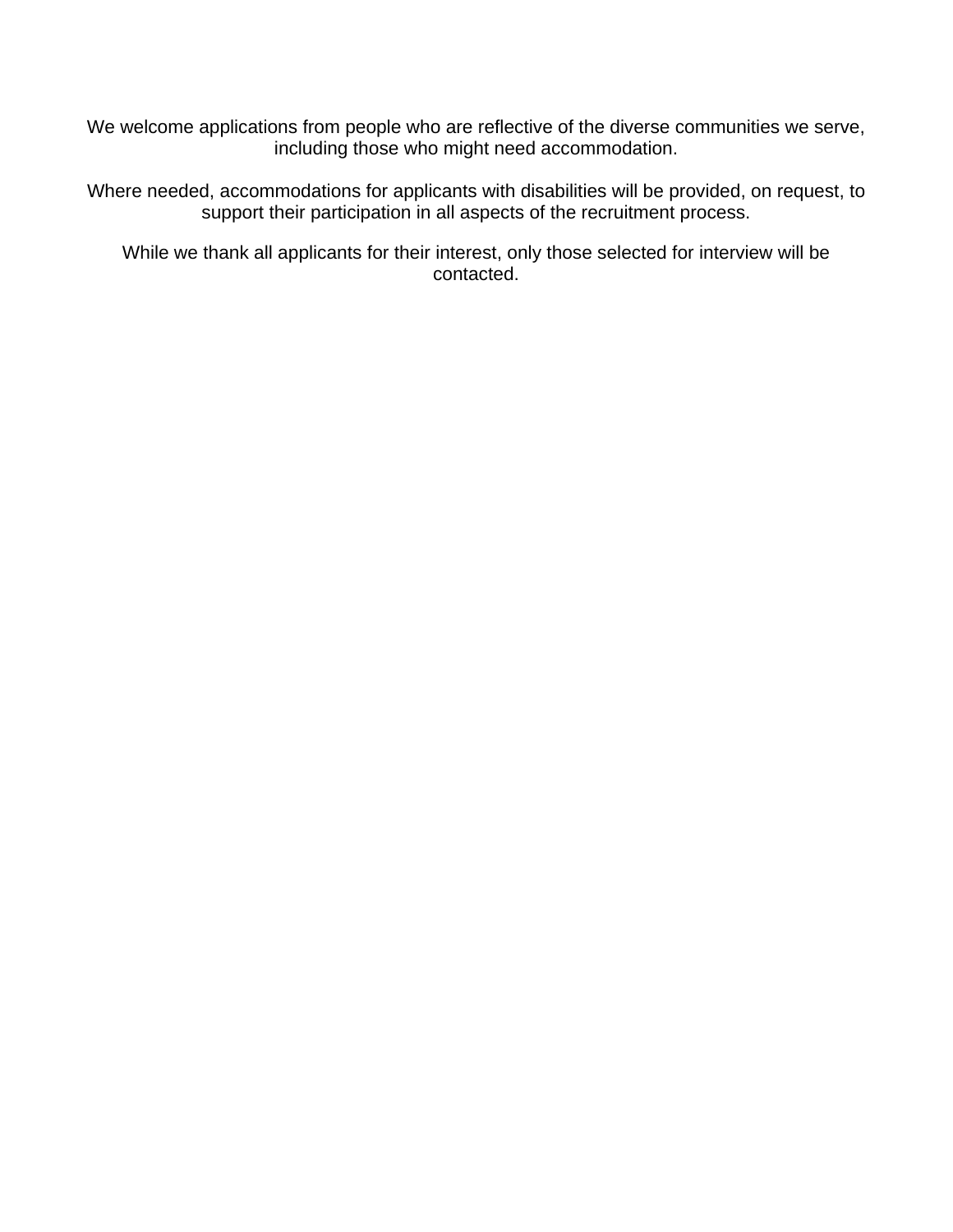We welcome applications from people who are reflective of the diverse communities we serve, including those who might need accommodation.

Where needed, accommodations for applicants with disabilities will be provided, on request, to support their participation in all aspects of the recruitment process.

While we thank all applicants for their interest, only those selected for interview will be contacted.